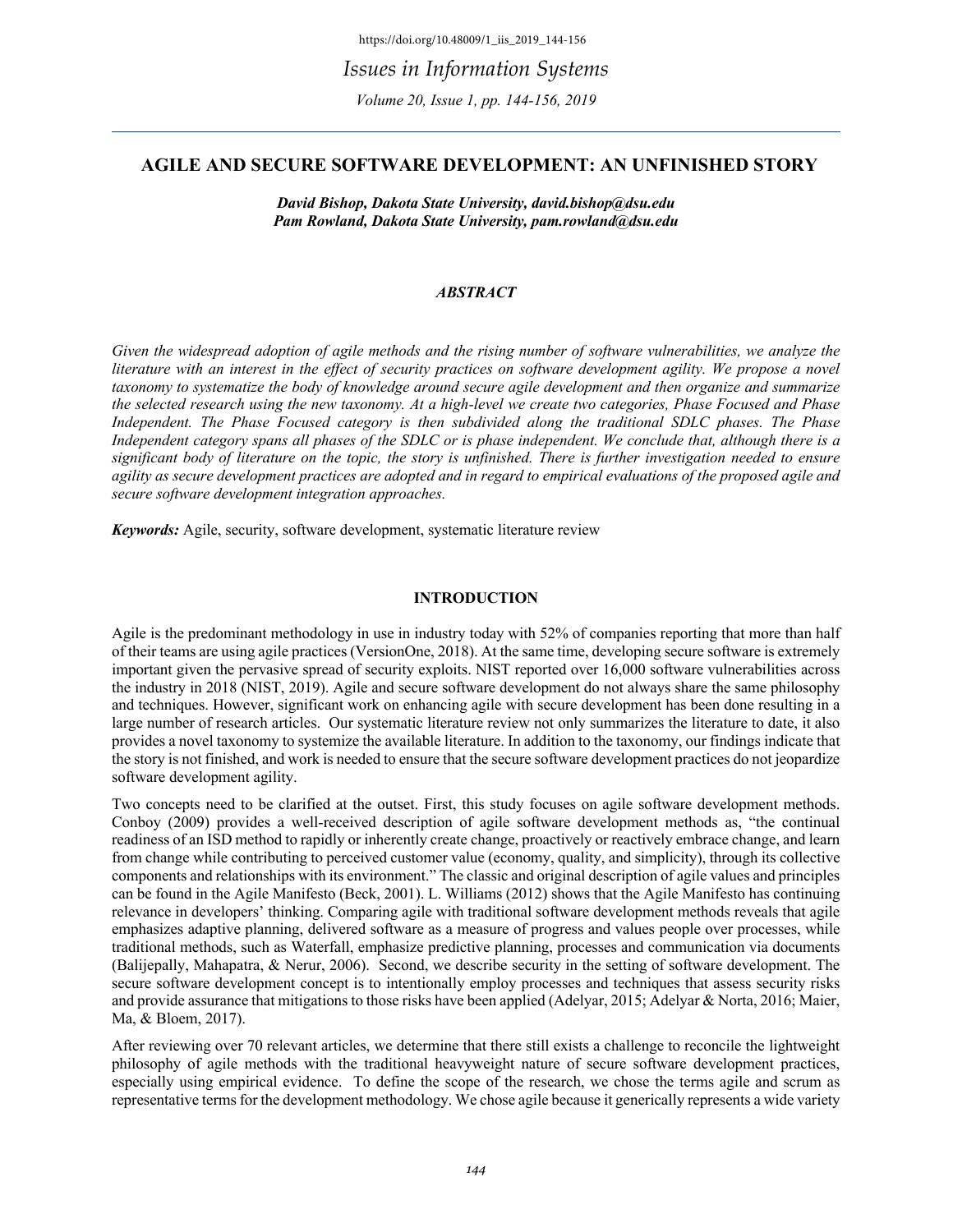# AGILE AND SECURE SOFTWARE DEVELOPMENT: AN UNFINISHED STORY

***David Bishop, Dakota State University, david.bishop@dsu.edu***
***Pam Rowland, Dakota State University, pam.rowland@dsu.edu***

## *ABSTRACT*

*Given the widespread adoption of agile methods and the rising number of software vulnerabilities, we analyze the literature with an interest in the effect of security practices on software development agility. We propose a novel taxonomy to systematize the body of knowledge around secure agile development and then organize and summarize the selected research using the new taxonomy. At a high-level we create two categories, Phase Focused and Phase Independent. The Phase Focused category is then subdivided along the traditional SDLC phases. The Phase Independent category spans all phases of the SDLC or is phase independent. We conclude that, although there is a significant body of literature on the topic, the story is unfinished. There is further investigation needed to ensure agility as secure development practices are adopted and in regard to empirical evaluations of the proposed agile and secure software development integration approaches.*

***Keywords:*** Agile, security, software development, systematic literature review

## INTRODUCTION

Agile is the predominant methodology in use in industry today with 52% of companies reporting that more than half of their teams are using agile practices (VersionOne, 2018). At the same time, developing secure software is extremely important given the pervasive spread of security exploits. NIST reported over 16,000 software vulnerabilities across the industry in 2018 (NIST, 2019). Agile and secure software development do not always share the same philosophy and techniques. However, significant work on enhancing agile with secure development has been done resulting in a large number of research articles. Our systematic literature review not only summarizes the literature to date, it also provides a novel taxonomy to systemize the available literature. In addition to the taxonomy, our findings indicate that the story is not finished, and work is needed to ensure that the secure software development practices do not jeopardize software development agility.

Two concepts need to be clarified at the outset. First, this study focuses on agile software development methods. Conboy (2009) provides a well-received description of agile software development methods as, "the continual readiness of an ISD method to rapidly or inherently create change, proactively or reactively embrace change, and learn from change while contributing to perceived customer value (economy, quality, and simplicity), through its collective components and relationships with its environment." The classic and original description of agile values and principles can be found in the Agile Manifesto (Beck, 2001). L. Williams (2012) shows that the Agile Manifesto has continuing relevance in developers' thinking. Comparing agile with traditional software development methods reveals that agile emphasizes adaptive planning, delivered software as a measure of progress and values people over processes, while traditional methods, such as Waterfall, emphasize predictive planning, processes and communication via documents (Balijepally, Mahapatra, & Nerur, 2006). Second, we describe security in the setting of software development. The secure software development concept is to intentionally employ processes and techniques that assess security risks and provide assurance that mitigations to those risks have been applied (Adelyar, 2015; Adelyar & Norta, 2016; Maier, Ma, & Bloem, 2017).

After reviewing over 70 relevant articles, we determine that there still exists a challenge to reconcile the lightweight philosophy of agile methods with the traditional heavyweight nature of secure software development practices, especially using empirical evidence. To define the scope of the research, we chose the terms agile and scrum as representative terms for the development methodology. We chose agile because it generically represents a wide variety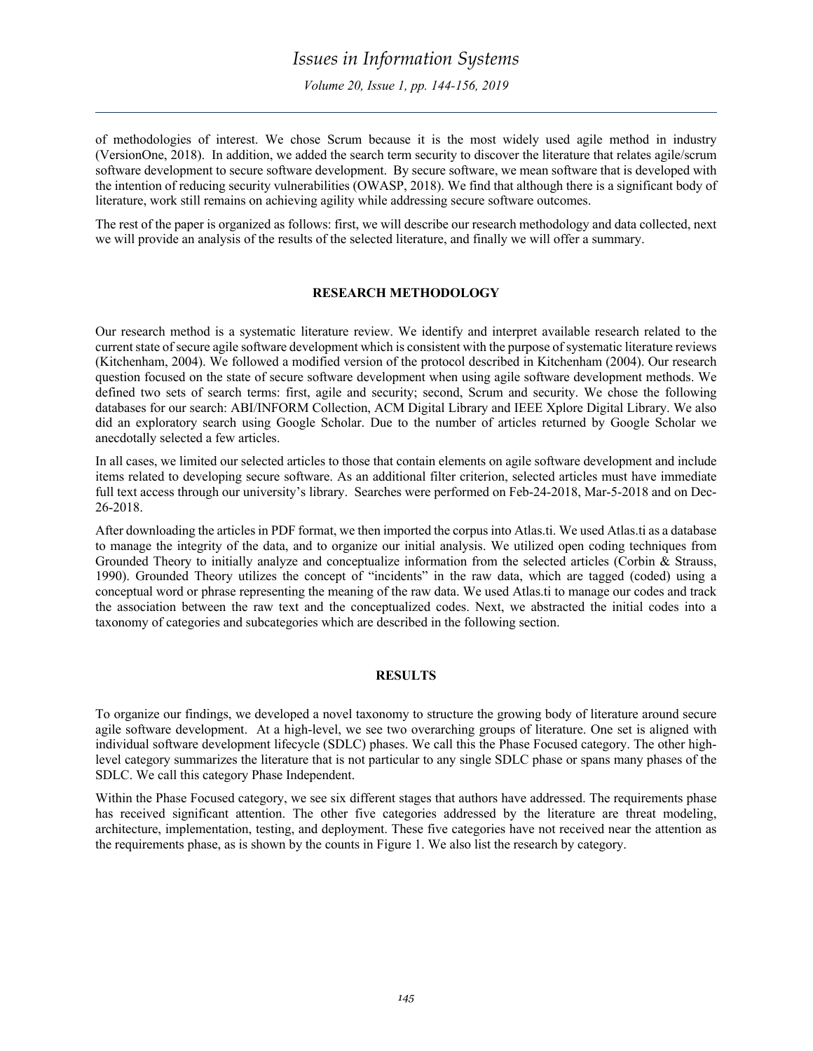of methodologies of interest. We chose Scrum because it is the most widely used agile method in industry (VersionOne, 2018). In addition, we added the search term security to discover the literature that relates agile/scrum software development to secure software development. By secure software, we mean software that is developed with the intention of reducing security vulnerabilities (OWASP, 2018). We find that although there is a significant body of literature, work still remains on achieving agility while addressing secure software outcomes.

The rest of the paper is organized as follows: first, we will describe our research methodology and data collected, next we will provide an analysis of the results of the selected literature, and finally we will offer a summary.

## RESEARCH METHODOLOGY

Our research method is a systematic literature review. We identify and interpret available research related to the current state of secure agile software development which is consistent with the purpose of systematic literature reviews (Kitchenham, 2004). We followed a modified version of the protocol described in Kitchenham (2004). Our research question focused on the state of secure software development when using agile software development methods. We defined two sets of search terms: first, agile and security; second, Scrum and security. We chose the following databases for our search: ABI/INFORM Collection, ACM Digital Library and IEEE Xplore Digital Library. We also did an exploratory search using Google Scholar. Due to the number of articles returned by Google Scholar we anecdotally selected a few articles.

In all cases, we limited our selected articles to those that contain elements on agile software development and include items related to developing secure software. As an additional filter criterion, selected articles must have immediate full text access through our university's library. Searches were performed on Feb-24-2018, Mar-5-2018 and on Dec-26-2018.

After downloading the articles in PDF format, we then imported the corpus into Atlas.ti. We used Atlas.ti as a database to manage the integrity of the data, and to organize our initial analysis. We utilized open coding techniques from Grounded Theory to initially analyze and conceptualize information from the selected articles (Corbin & Strauss, 1990). Grounded Theory utilizes the concept of "incidents" in the raw data, which are tagged (coded) using a conceptual word or phrase representing the meaning of the raw data. We used Atlas.ti to manage our codes and track the association between the raw text and the conceptualized codes. Next, we abstracted the initial codes into a taxonomy of categories and subcategories which are described in the following section.

## RESULTS

To organize our findings, we developed a novel taxonomy to structure the growing body of literature around secure agile software development. At a high-level, we see two overarching groups of literature. One set is aligned with individual software development lifecycle (SDLC) phases. We call this the Phase Focused category. The other high-level category summarizes the literature that is not particular to any single SDLC phase or spans many phases of the SDLC. We call this category Phase Independent.

Within the Phase Focused category, we see six different stages that authors have addressed. The requirements phase has received significant attention. The other five categories addressed by the literature are threat modeling, architecture, implementation, testing, and deployment. These five categories have not received near the attention as the requirements phase, as is shown by the counts in Figure 1. We also list the research by category.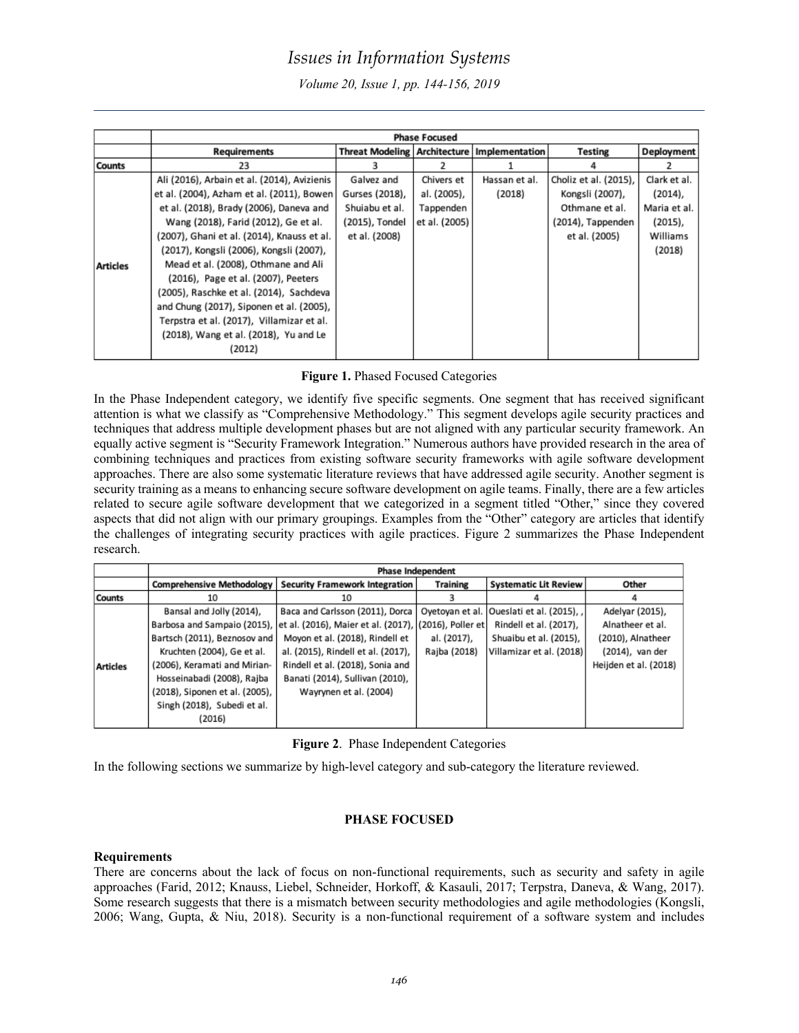| | Phase Focused | | | | | |
|---|---|---|---|---|---|---|
| | Requirements | Threat Modeling | Architecture | Implementation | Testing | Deployment |
| Counts | 23 | 3 | 2 | 1 | 4 | 2 |
| Articles | Ali (2016), Arbain et al. (2014), Avizienis et al. (2004), Azham et al. (2011), Bowen et al. (2018), Brady (2006), Daneva and Wang (2018), Farid (2012), Ge et al. (2007), Ghani et al. (2014), Knauss et al. (2017), Kongsli (2006), Kongsli (2007), Mead et al. (2008), Othmane and Ali (2016), Page et al. (2007), Peeters (2005), Raschke et al. (2014), Sachdeva and Chung (2017), Siponen et al. (2005), Terpstra et al. (2017), Villamizar et al. (2018), Wang et al. (2018), Yu and Le (2012) | Galvez and Gurses (2018), Shuiabu et al. (2015), Tondel et al. (2008) | Chivers et al. (2005), Tappenden et al. (2005) | Hassan et al. (2018) | Choliz et al. (2015), Kongsli (2007), Othmane et al. (2014), Tappenden et al. (2005) | Clark et al. (2014), Maria et al. (2015), Williams (2018) |

**Figure 1.** Phased Focused Categories

In the Phase Independent category, we identify five specific segments. One segment that has received significant attention is what we classify as "Comprehensive Methodology." This segment develops agile security practices and techniques that address multiple development phases but are not aligned with any particular security framework. An equally active segment is "Security Framework Integration." Numerous authors have provided research in the area of combining techniques and practices from existing software security frameworks with agile software development approaches. There are also some systematic literature reviews that have addressed agile security. Another segment is security training as a means to enhancing secure software development on agile teams. Finally, there are a few articles related to secure agile software development that we categorized in a segment titled "Other," since they covered aspects that did not align with our primary groupings. Examples from the "Other" category are articles that identify the challenges of integrating security practices with agile practices. Figure 2 summarizes the Phase Independent research.

| | Phase Independent | | | | |
|---|---|---|---|---|---|
| | Comprehensive Methodology | Security Framework Integration | Training | Systematic Lit Review | Other |
| Counts | 10 | 10 | 3 | 4 | 4 |
| Articles | Bansal and Jolly (2014), Barbosa and Sampaio (2015), Bartsch (2011), Beznosov and Kruchten (2004), Ge et al. (2006), Keramati and Mirian-Hosseinabadi (2008), Rajba (2018), Siponen et al. (2005), Singh (2018), Subedi et al. (2016) | Baca and Carlsson (2011), Dorca et al. (2016), Maier et al. (2017), Moyon et al. (2018), Rindell et al. (2015), Rindell et al. (2017), Rindell et al. (2018), Sonia and Banati (2014), Sullivan (2010), Wayrynen et al. (2004) | Oyetoyan et al. (2016), Poller et al. (2017), Rajba (2018) | Oueslati et al. (2015), , Rindell et al. (2017), Shuaibu et al. (2015), Villamizar et al. (2018) | Adelyar (2015), Alnatheer et al. (2010), Alnatheer (2014), van der Heijden et al. (2018) |

**Figure 2**. Phase Independent Categories

In the following sections we summarize by high-level category and sub-category the literature reviewed.

## PHASE FOCUSED

### Requirements

There are concerns about the lack of focus on non-functional requirements, such as security and safety in agile approaches (Farid, 2012; Knauss, Liebel, Schneider, Horkoff, & Kasauli, 2017; Terpstra, Daneva, & Wang, 2017). Some research suggests that there is a mismatch between security methodologies and agile methodologies (Kongsli, 2006; Wang, Gupta, & Niu, 2018). Security is a non-functional requirement of a software system and includes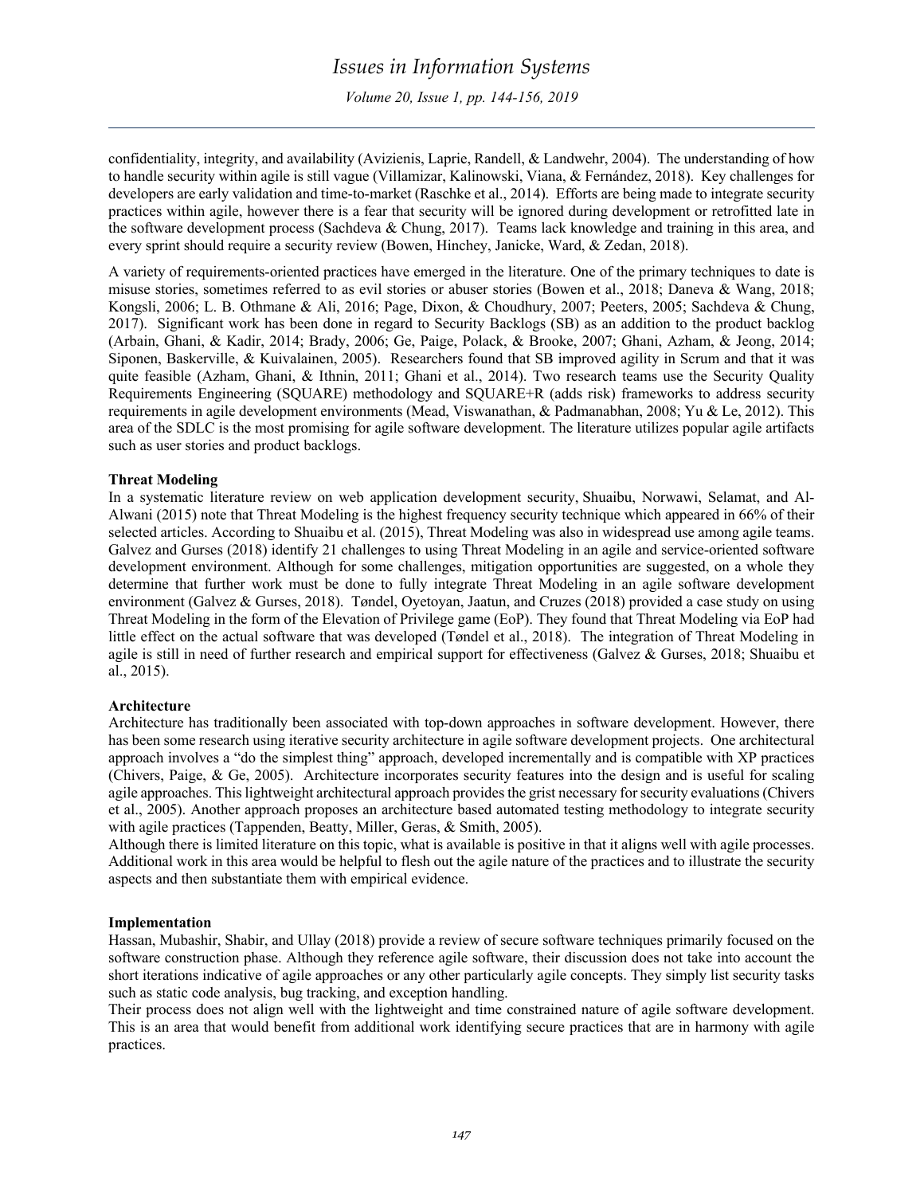confidentiality, integrity, and availability (Avizienis, Laprie, Randell, & Landwehr, 2004). The understanding of how to handle security within agile is still vague (Villamizar, Kalinowski, Viana, & Fernández, 2018). Key challenges for developers are early validation and time-to-market (Raschke et al., 2014). Efforts are being made to integrate security practices within agile, however there is a fear that security will be ignored during development or retrofitted late in the software development process (Sachdeva & Chung, 2017). Teams lack knowledge and training in this area, and every sprint should require a security review (Bowen, Hinchey, Janicke, Ward, & Zedan, 2018).

A variety of requirements-oriented practices have emerged in the literature. One of the primary techniques to date is misuse stories, sometimes referred to as evil stories or abuser stories (Bowen et al., 2018; Daneva & Wang, 2018; Kongsli, 2006; L. B. Othmane & Ali, 2016; Page, Dixon, & Choudhury, 2007; Peeters, 2005; Sachdeva & Chung, 2017). Significant work has been done in regard to Security Backlogs (SB) as an addition to the product backlog (Arbain, Ghani, & Kadir, 2014; Brady, 2006; Ge, Paige, Polack, & Brooke, 2007; Ghani, Azham, & Jeong, 2014; Siponen, Baskerville, & Kuivalainen, 2005). Researchers found that SB improved agility in Scrum and that it was quite feasible (Azham, Ghani, & Ithnin, 2011; Ghani et al., 2014). Two research teams use the Security Quality Requirements Engineering (SQUARE) methodology and SQUARE+R (adds risk) frameworks to address security requirements in agile development environments (Mead, Viswanathan, & Padmanabhan, 2008; Yu & Le, 2012). This area of the SDLC is the most promising for agile software development. The literature utilizes popular agile artifacts such as user stories and product backlogs.

**Threat Modeling**

In a systematic literature review on web application development security, Shuaibu, Norwawi, Selamat, and Al-Alwani (2015) note that Threat Modeling is the highest frequency security technique which appeared in 66% of their selected articles. According to Shuaibu et al. (2015), Threat Modeling was also in widespread use among agile teams. Galvez and Gurses (2018) identify 21 challenges to using Threat Modeling in an agile and service-oriented software development environment. Although for some challenges, mitigation opportunities are suggested, on a whole they determine that further work must be done to fully integrate Threat Modeling in an agile software development environment (Galvez & Gurses, 2018). Tøndel, Oyetoyan, Jaatun, and Cruzes (2018) provided a case study on using Threat Modeling in the form of the Elevation of Privilege game (EoP). They found that Threat Modeling via EoP had little effect on the actual software that was developed (Tøndel et al., 2018). The integration of Threat Modeling in agile is still in need of further research and empirical support for effectiveness (Galvez & Gurses, 2018; Shuaibu et al., 2015).

**Architecture**

Architecture has traditionally been associated with top-down approaches in software development. However, there has been some research using iterative security architecture in agile software development projects. One architectural approach involves a "do the simplest thing" approach, developed incrementally and is compatible with XP practices (Chivers, Paige, & Ge, 2005). Architecture incorporates security features into the design and is useful for scaling agile approaches. This lightweight architectural approach provides the grist necessary for security evaluations (Chivers et al., 2005). Another approach proposes an architecture based automated testing methodology to integrate security with agile practices (Tappenden, Beatty, Miller, Geras, & Smith, 2005).

Although there is limited literature on this topic, what is available is positive in that it aligns well with agile processes. Additional work in this area would be helpful to flesh out the agile nature of the practices and to illustrate the security aspects and then substantiate them with empirical evidence.

**Implementation**

Hassan, Mubashir, Shabir, and Ullay (2018) provide a review of secure software techniques primarily focused on the software construction phase. Although they reference agile software, their discussion does not take into account the short iterations indicative of agile approaches or any other particularly agile concepts. They simply list security tasks such as static code analysis, bug tracking, and exception handling.

Their process does not align well with the lightweight and time constrained nature of agile software development. This is an area that would benefit from additional work identifying secure practices that are in harmony with agile practices.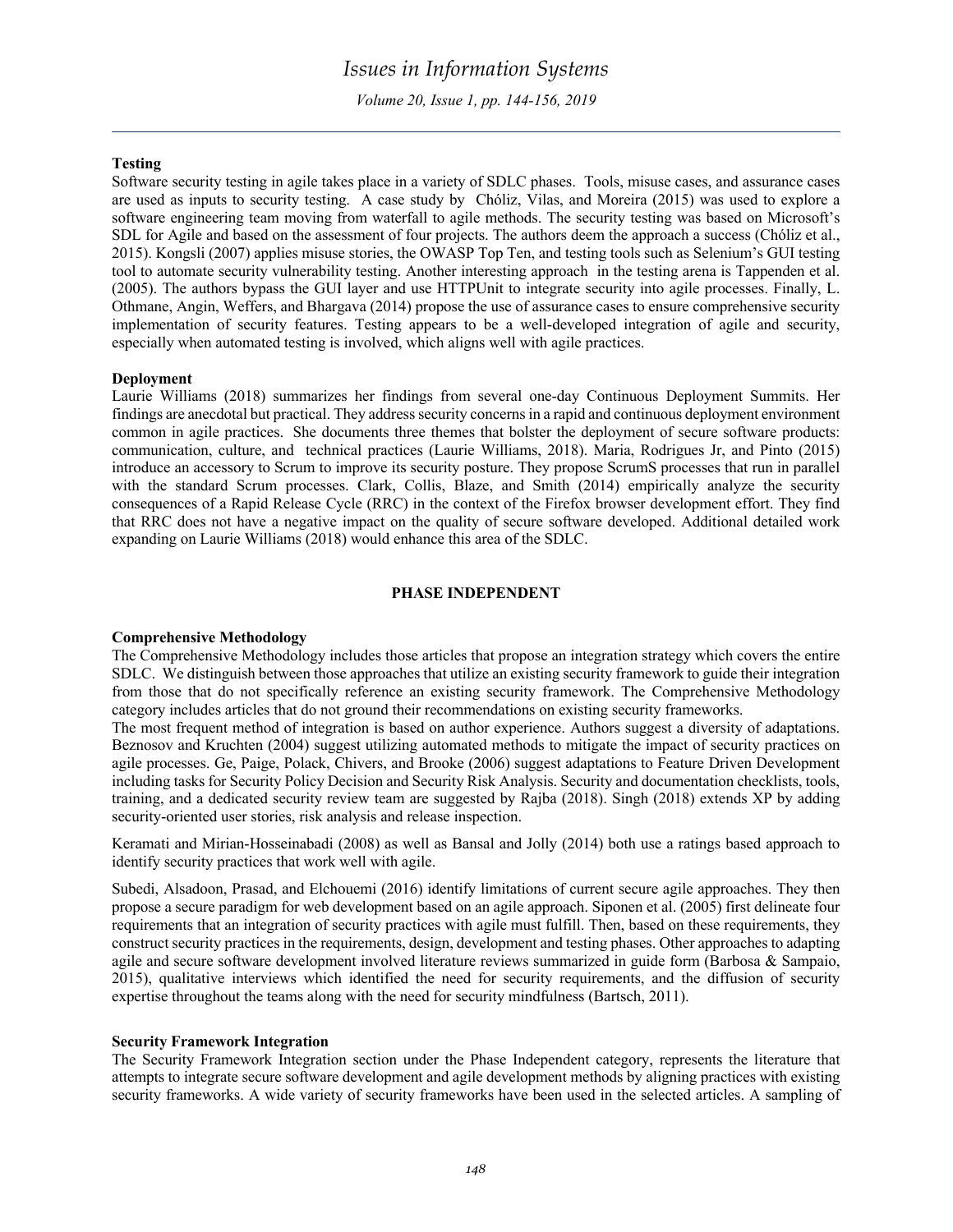### Testing

Software security testing in agile takes place in a variety of SDLC phases. Tools, misuse cases, and assurance cases are used as inputs to security testing. A case study by Chóliz, Vilas, and Moreira (2015) was used to explore a software engineering team moving from waterfall to agile methods. The security testing was based on Microsoft's SDL for Agile and based on the assessment of four projects. The authors deem the approach a success (Chóliz et al., 2015). Kongsli (2007) applies misuse stories, the OWASP Top Ten, and testing tools such as Selenium's GUI testing tool to automate security vulnerability testing. Another interesting approach in the testing arena is Tappenden et al. (2005). The authors bypass the GUI layer and use HTTPUnit to integrate security into agile processes. Finally, L. Othmane, Angin, Weffers, and Bhargava (2014) propose the use of assurance cases to ensure comprehensive security implementation of security features. Testing appears to be a well-developed integration of agile and security, especially when automated testing is involved, which aligns well with agile practices.

### Deployment

Laurie Williams (2018) summarizes her findings from several one-day Continuous Deployment Summits. Her findings are anecdotal but practical. They address security concerns in a rapid and continuous deployment environment common in agile practices. She documents three themes that bolster the deployment of secure software products: communication, culture, and technical practices (Laurie Williams, 2018). Maria, Rodrigues Jr, and Pinto (2015) introduce an accessory to Scrum to improve its security posture. They propose ScrumS processes that run in parallel with the standard Scrum processes. Clark, Collis, Blaze, and Smith (2014) empirically analyze the security consequences of a Rapid Release Cycle (RRC) in the context of the Firefox browser development effort. They find that RRC does not have a negative impact on the quality of secure software developed. Additional detailed work expanding on Laurie Williams (2018) would enhance this area of the SDLC.

## PHASE INDEPENDENT

### Comprehensive Methodology

The Comprehensive Methodology includes those articles that propose an integration strategy which covers the entire SDLC. We distinguish between those approaches that utilize an existing security framework to guide their integration from those that do not specifically reference an existing security framework. The Comprehensive Methodology category includes articles that do not ground their recommendations on existing security frameworks.

The most frequent method of integration is based on author experience. Authors suggest a diversity of adaptations. Beznosov and Kruchten (2004) suggest utilizing automated methods to mitigate the impact of security practices on agile processes. Ge, Paige, Polack, Chivers, and Brooke (2006) suggest adaptations to Feature Driven Development including tasks for Security Policy Decision and Security Risk Analysis. Security and documentation checklists, tools, training, and a dedicated security review team are suggested by Rajba (2018). Singh (2018) extends XP by adding security-oriented user stories, risk analysis and release inspection.

Keramati and Mirian-Hosseinabadi (2008) as well as Bansal and Jolly (2014) both use a ratings based approach to identify security practices that work well with agile.

Subedi, Alsadoon, Prasad, and Elchouemi (2016) identify limitations of current secure agile approaches. They then propose a secure paradigm for web development based on an agile approach. Siponen et al. (2005) first delineate four requirements that an integration of security practices with agile must fulfill. Then, based on these requirements, they construct security practices in the requirements, design, development and testing phases. Other approaches to adapting agile and secure software development involved literature reviews summarized in guide form (Barbosa & Sampaio, 2015), qualitative interviews which identified the need for security requirements, and the diffusion of security expertise throughout the teams along with the need for security mindfulness (Bartsch, 2011).

### Security Framework Integration

The Security Framework Integration section under the Phase Independent category, represents the literature that attempts to integrate secure software development and agile development methods by aligning practices with existing security frameworks. A wide variety of security frameworks have been used in the selected articles. A sampling of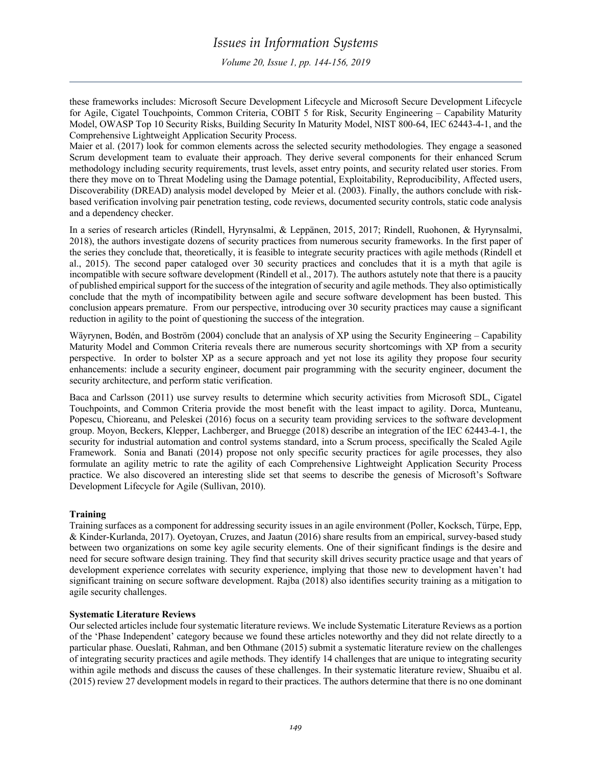these frameworks includes: Microsoft Secure Development Lifecycle and Microsoft Secure Development Lifecycle for Agile, Cigatel Touchpoints, Common Criteria, COBIT 5 for Risk, Security Engineering – Capability Maturity Model, OWASP Top 10 Security Risks, Building Security In Maturity Model, NIST 800-64, IEC 62443-4-1, and the Comprehensive Lightweight Application Security Process.

Maier et al. (2017) look for common elements across the selected security methodologies. They engage a seasoned Scrum development team to evaluate their approach. They derive several components for their enhanced Scrum methodology including security requirements, trust levels, asset entry points, and security related user stories. From there they move on to Threat Modeling using the Damage potential, Exploitability, Reproducibility, Affected users, Discoverability (DREAD) analysis model developed by Meier et al. (2003). Finally, the authors conclude with risk-based verification involving pair penetration testing, code reviews, documented security controls, static code analysis and a dependency checker.

In a series of research articles (Rindell, Hyrynsalmi, & Leppänen, 2015, 2017; Rindell, Ruohonen, & Hyrynsalmi, 2018), the authors investigate dozens of security practices from numerous security frameworks. In the first paper of the series they conclude that, theoretically, it is feasible to integrate security practices with agile methods (Rindell et al., 2015). The second paper cataloged over 30 security practices and concludes that it is a myth that agile is incompatible with secure software development (Rindell et al., 2017). The authors astutely note that there is a paucity of published empirical support for the success of the integration of security and agile methods. They also optimistically conclude that the myth of incompatibility between agile and secure software development has been busted. This conclusion appears premature. From our perspective, introducing over 30 security practices may cause a significant reduction in agility to the point of questioning the success of the integration.

Wäyrynen, Bodén, and Boström (2004) conclude that an analysis of XP using the Security Engineering – Capability Maturity Model and Common Criteria reveals there are numerous security shortcomings with XP from a security perspective. In order to bolster XP as a secure approach and yet not lose its agility they propose four security enhancements: include a security engineer, document pair programming with the security engineer, document the security architecture, and perform static verification.

Baca and Carlsson (2011) use survey results to determine which security activities from Microsoft SDL, Cigatel Touchpoints, and Common Criteria provide the most benefit with the least impact to agility. Dorca, Munteanu, Popescu, Chioreanu, and Peleskei (2016) focus on a security team providing services to the software development group. Moyon, Beckers, Klepper, Lachberger, and Bruegge (2018) describe an integration of the IEC 62443-4-1, the security for industrial automation and control systems standard, into a Scrum process, specifically the Scaled Agile Framework. Sonia and Banati (2014) propose not only specific security practices for agile processes, they also formulate an agility metric to rate the agility of each Comprehensive Lightweight Application Security Process practice. We also discovered an interesting slide set that seems to describe the genesis of Microsoft's Software Development Lifecycle for Agile (Sullivan, 2010).

**Training**

Training surfaces as a component for addressing security issues in an agile environment (Poller, Kocksch, Türpe, Epp, & Kinder-Kurlanda, 2017). Oyetoyan, Cruzes, and Jaatun (2016) share results from an empirical, survey-based study between two organizations on some key agile security elements. One of their significant findings is the desire and need for secure software design training. They find that security skill drives security practice usage and that years of development experience correlates with security experience, implying that those new to development haven't had significant training on secure software development. Rajba (2018) also identifies security training as a mitigation to agile security challenges.

**Systematic Literature Reviews**

Our selected articles include four systematic literature reviews. We include Systematic Literature Reviews as a portion of the 'Phase Independent' category because we found these articles noteworthy and they did not relate directly to a particular phase. Oueslati, Rahman, and ben Othmane (2015) submit a systematic literature review on the challenges of integrating security practices and agile methods. They identify 14 challenges that are unique to integrating security within agile methods and discuss the causes of these challenges. In their systematic literature review, Shuaibu et al. (2015) review 27 development models in regard to their practices. The authors determine that there is no one dominant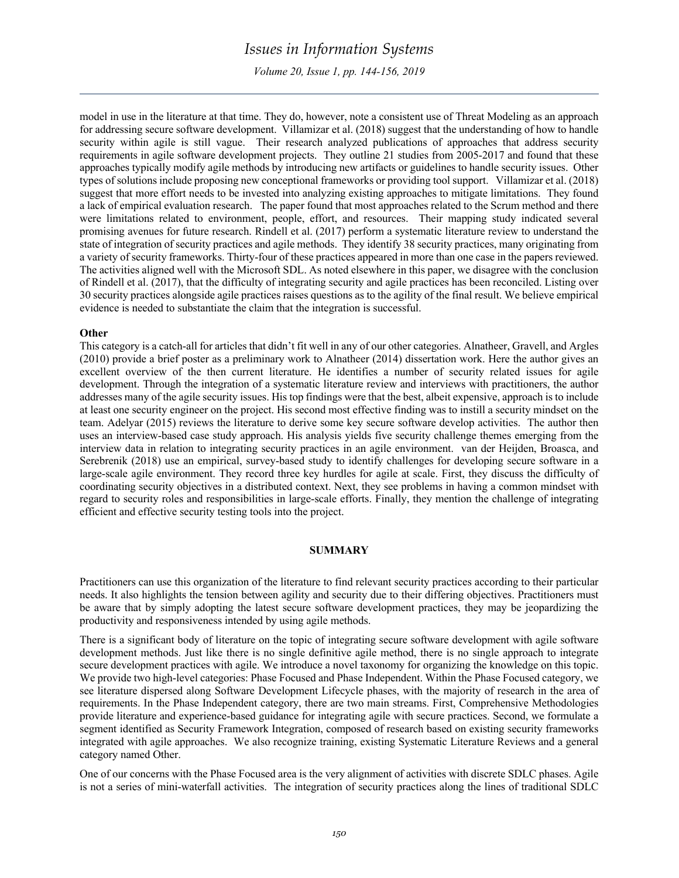model in use in the literature at that time. They do, however, note a consistent use of Threat Modeling as an approach for addressing secure software development. Villamizar et al. (2018) suggest that the understanding of how to handle security within agile is still vague. Their research analyzed publications of approaches that address security requirements in agile software development projects. They outline 21 studies from 2005-2017 and found that these approaches typically modify agile methods by introducing new artifacts or guidelines to handle security issues. Other types of solutions include proposing new conceptional frameworks or providing tool support. Villamizar et al. (2018) suggest that more effort needs to be invested into analyzing existing approaches to mitigate limitations. They found a lack of empirical evaluation research. The paper found that most approaches related to the Scrum method and there were limitations related to environment, people, effort, and resources. Their mapping study indicated several promising avenues for future research. Rindell et al. (2017) perform a systematic literature review to understand the state of integration of security practices and agile methods. They identify 38 security practices, many originating from a variety of security frameworks. Thirty-four of these practices appeared in more than one case in the papers reviewed. The activities aligned well with the Microsoft SDL. As noted elsewhere in this paper, we disagree with the conclusion of Rindell et al. (2017), that the difficulty of integrating security and agile practices has been reconciled. Listing over 30 security practices alongside agile practices raises questions as to the agility of the final result. We believe empirical evidence is needed to substantiate the claim that the integration is successful.

**Other**

This category is a catch-all for articles that didn't fit well in any of our other categories. Alnatheer, Gravell, and Argles (2010) provide a brief poster as a preliminary work to Alnatheer (2014) dissertation work. Here the author gives an excellent overview of the then current literature. He identifies a number of security related issues for agile development. Through the integration of a systematic literature review and interviews with practitioners, the author addresses many of the agile security issues. His top findings were that the best, albeit expensive, approach is to include at least one security engineer on the project. His second most effective finding was to instill a security mindset on the team. Adelyar (2015) reviews the literature to derive some key secure software develop activities. The author then uses an interview-based case study approach. His analysis yields five security challenge themes emerging from the interview data in relation to integrating security practices in an agile environment. van der Heijden, Broasca, and Serebrenik (2018) use an empirical, survey-based study to identify challenges for developing secure software in a large-scale agile environment. They record three key hurdles for agile at scale. First, they discuss the difficulty of coordinating security objectives in a distributed context. Next, they see problems in having a common mindset with regard to security roles and responsibilities in large-scale efforts. Finally, they mention the challenge of integrating efficient and effective security testing tools into the project.

## SUMMARY

Practitioners can use this organization of the literature to find relevant security practices according to their particular needs. It also highlights the tension between agility and security due to their differing objectives. Practitioners must be aware that by simply adopting the latest secure software development practices, they may be jeopardizing the productivity and responsiveness intended by using agile methods.

There is a significant body of literature on the topic of integrating secure software development with agile software development methods. Just like there is no single definitive agile method, there is no single approach to integrate secure development practices with agile. We introduce a novel taxonomy for organizing the knowledge on this topic. We provide two high-level categories: Phase Focused and Phase Independent. Within the Phase Focused category, we see literature dispersed along Software Development Lifecycle phases, with the majority of research in the area of requirements. In the Phase Independent category, there are two main streams. First, Comprehensive Methodologies provide literature and experience-based guidance for integrating agile with secure practices. Second, we formulate a segment identified as Security Framework Integration, composed of research based on existing security frameworks integrated with agile approaches. We also recognize training, existing Systematic Literature Reviews and a general category named Other.

One of our concerns with the Phase Focused area is the very alignment of activities with discrete SDLC phases. Agile is not a series of mini-waterfall activities. The integration of security practices along the lines of traditional SDLC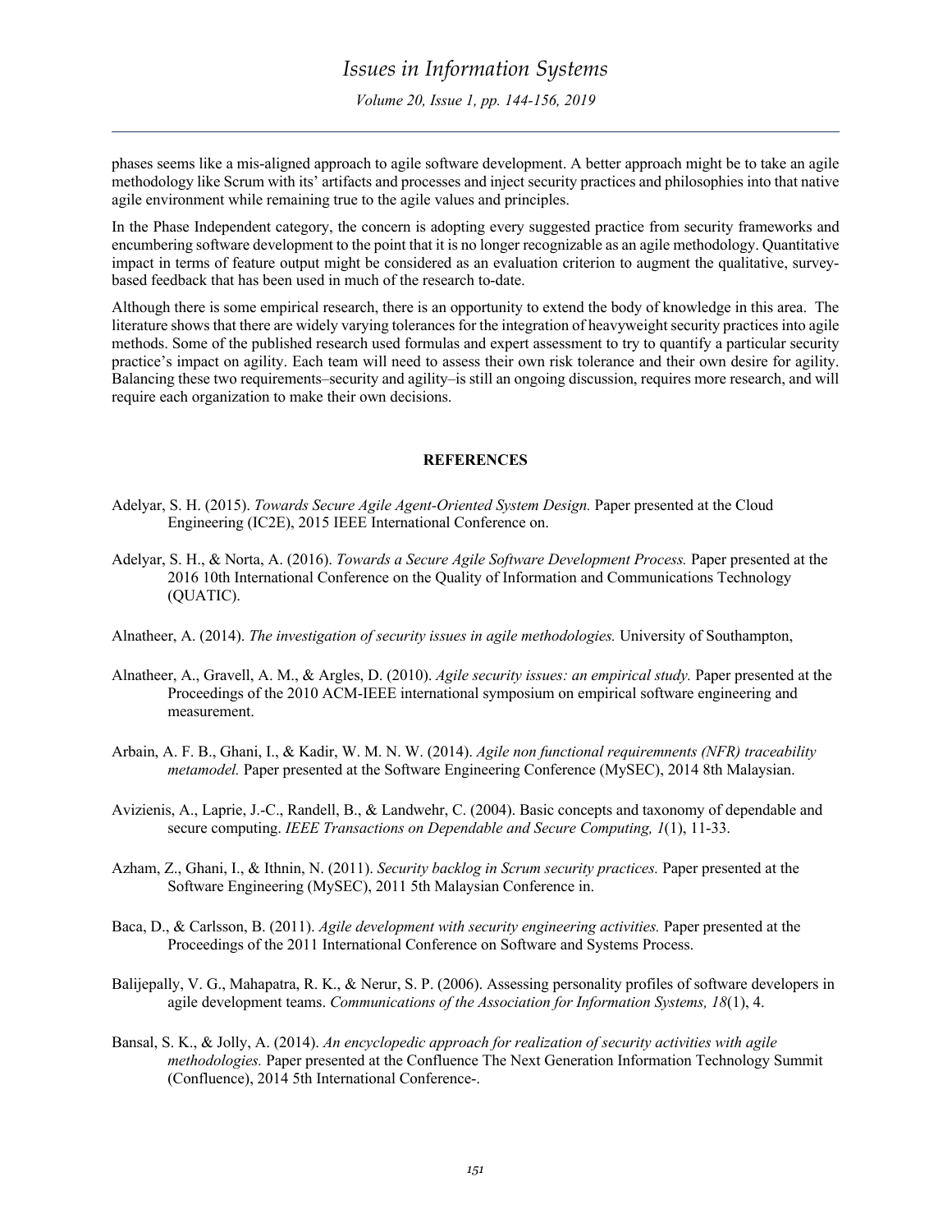phases seems like a mis-aligned approach to agile software development. A better approach might be to take an agile methodology like Scrum with its' artifacts and processes and inject security practices and philosophies into that native agile environment while remaining true to the agile values and principles.

In the Phase Independent category, the concern is adopting every suggested practice from security frameworks and encumbering software development to the point that it is no longer recognizable as an agile methodology. Quantitative impact in terms of feature output might be considered as an evaluation criterion to augment the qualitative, survey-based feedback that has been used in much of the research to-date.

Although there is some empirical research, there is an opportunity to extend the body of knowledge in this area. The literature shows that there are widely varying tolerances for the integration of heavyweight security practices into agile methods. Some of the published research used formulas and expert assessment to try to quantify a particular security practice's impact on agility. Each team will need to assess their own risk tolerance and their own desire for agility. Balancing these two requirements–security and agility–is still an ongoing discussion, requires more research, and will require each organization to make their own decisions.

## REFERENCES

Adelyar, S. H. (2015). *Towards Secure Agile Agent-Oriented System Design.* Paper presented at the Cloud Engineering (IC2E), 2015 IEEE International Conference on.

Adelyar, S. H., & Norta, A. (2016). *Towards a Secure Agile Software Development Process.* Paper presented at the 2016 10th International Conference on the Quality of Information and Communications Technology (QUATIC).

Alnatheer, A. (2014). *The investigation of security issues in agile methodologies.* University of Southampton,

Alnatheer, A., Gravell, A. M., & Argles, D. (2010). *Agile security issues: an empirical study.* Paper presented at the Proceedings of the 2010 ACM-IEEE international symposium on empirical software engineering and measurement.

Arbain, A. F. B., Ghani, I., & Kadir, W. M. N. W. (2014). *Agile non functional requiremnents (NFR) traceability metamodel.* Paper presented at the Software Engineering Conference (MySEC), 2014 8th Malaysian.

Avizienis, A., Laprie, J.-C., Randell, B., & Landwehr, C. (2004). Basic concepts and taxonomy of dependable and secure computing. *IEEE Transactions on Dependable and Secure Computing, 1*(1), 11-33.

Azham, Z., Ghani, I., & Ithnin, N. (2011). *Security backlog in Scrum security practices.* Paper presented at the Software Engineering (MySEC), 2011 5th Malaysian Conference in.

Baca, D., & Carlsson, B. (2011). *Agile development with security engineering activities.* Paper presented at the Proceedings of the 2011 International Conference on Software and Systems Process.

Balijepally, V. G., Mahapatra, R. K., & Nerur, S. P. (2006). Assessing personality profiles of software developers in agile development teams. *Communications of the Association for Information Systems, 18*(1), 4.

Bansal, S. K., & Jolly, A. (2014). *An encyclopedic approach for realization of security activities with agile methodologies.* Paper presented at the Confluence The Next Generation Information Technology Summit (Confluence), 2014 5th International Conference-.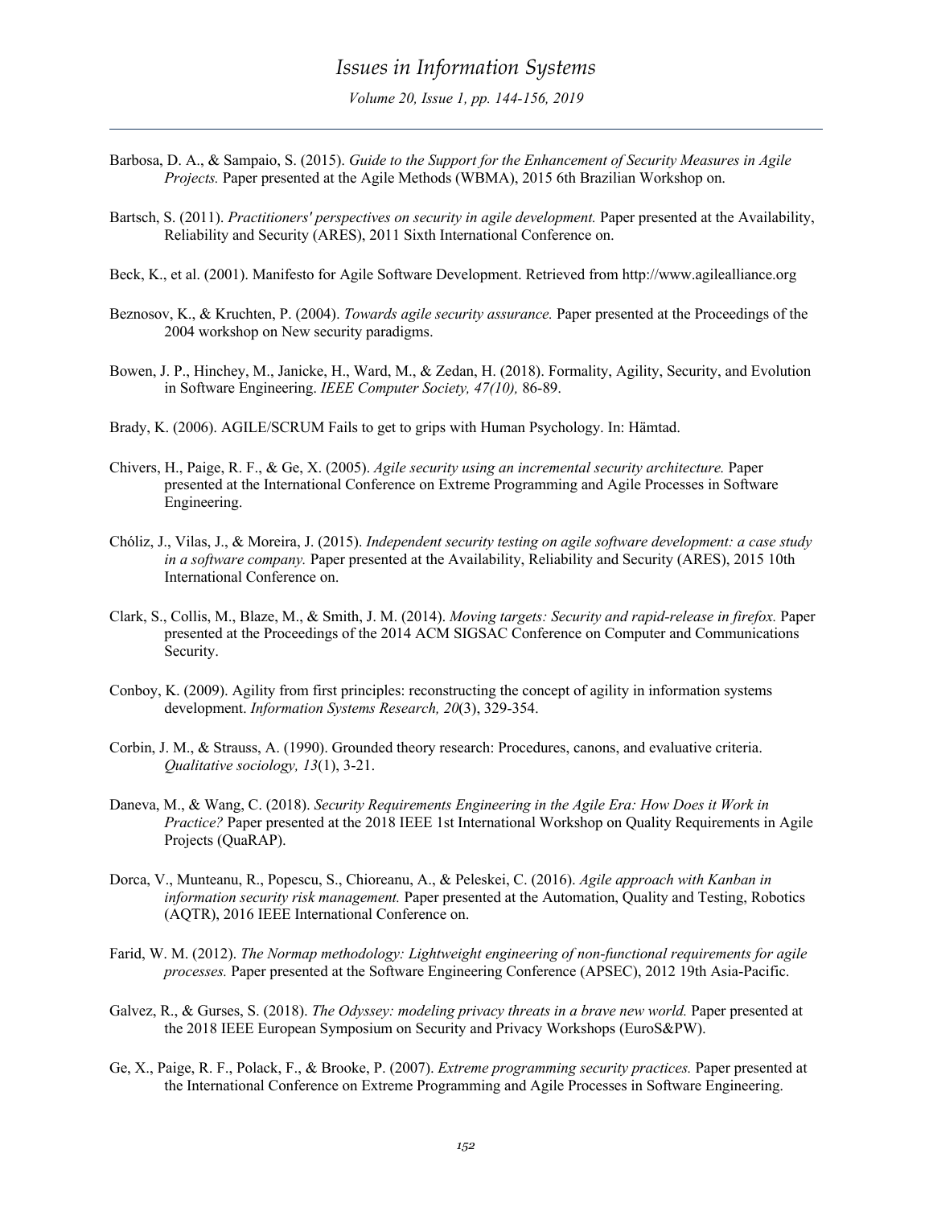Barbosa, D. A., & Sampaio, S. (2015). *Guide to the Support for the Enhancement of Security Measures in Agile Projects.* Paper presented at the Agile Methods (WBMA), 2015 6th Brazilian Workshop on.

Bartsch, S. (2011). *Practitioners' perspectives on security in agile development.* Paper presented at the Availability, Reliability and Security (ARES), 2011 Sixth International Conference on.

Beck, K., et al. (2001). Manifesto for Agile Software Development. Retrieved from http://www.agilealliance.org

Beznosov, K., & Kruchten, P. (2004). *Towards agile security assurance.* Paper presented at the Proceedings of the 2004 workshop on New security paradigms.

Bowen, J. P., Hinchey, M., Janicke, H., Ward, M., & Zedan, H. (2018). Formality, Agility, Security, and Evolution in Software Engineering. *IEEE Computer Society, 47(10),* 86-89.

Brady, K. (2006). AGILE/SCRUM Fails to get to grips with Human Psychology. In: Hämtad.

Chivers, H., Paige, R. F., & Ge, X. (2005). *Agile security using an incremental security architecture.* Paper presented at the International Conference on Extreme Programming and Agile Processes in Software Engineering.

Chóliz, J., Vilas, J., & Moreira, J. (2015). *Independent security testing on agile software development: a case study in a software company.* Paper presented at the Availability, Reliability and Security (ARES), 2015 10th International Conference on.

Clark, S., Collis, M., Blaze, M., & Smith, J. M. (2014). *Moving targets: Security and rapid-release in firefox.* Paper presented at the Proceedings of the 2014 ACM SIGSAC Conference on Computer and Communications Security.

Conboy, K. (2009). Agility from first principles: reconstructing the concept of agility in information systems development. *Information Systems Research, 20*(3), 329-354.

Corbin, J. M., & Strauss, A. (1990). Grounded theory research: Procedures, canons, and evaluative criteria. *Qualitative sociology, 13*(1), 3-21.

Daneva, M., & Wang, C. (2018). *Security Requirements Engineering in the Agile Era: How Does it Work in Practice?* Paper presented at the 2018 IEEE 1st International Workshop on Quality Requirements in Agile Projects (QuaRAP).

Dorca, V., Munteanu, R., Popescu, S., Chioreanu, A., & Peleskei, C. (2016). *Agile approach with Kanban in information security risk management.* Paper presented at the Automation, Quality and Testing, Robotics (AQTR), 2016 IEEE International Conference on.

Farid, W. M. (2012). *The Normap methodology: Lightweight engineering of non-functional requirements for agile processes.* Paper presented at the Software Engineering Conference (APSEC), 2012 19th Asia-Pacific.

Galvez, R., & Gurses, S. (2018). *The Odyssey: modeling privacy threats in a brave new world.* Paper presented at the 2018 IEEE European Symposium on Security and Privacy Workshops (EuroS&PW).

Ge, X., Paige, R. F., Polack, F., & Brooke, P. (2007). *Extreme programming security practices.* Paper presented at the International Conference on Extreme Programming and Agile Processes in Software Engineering.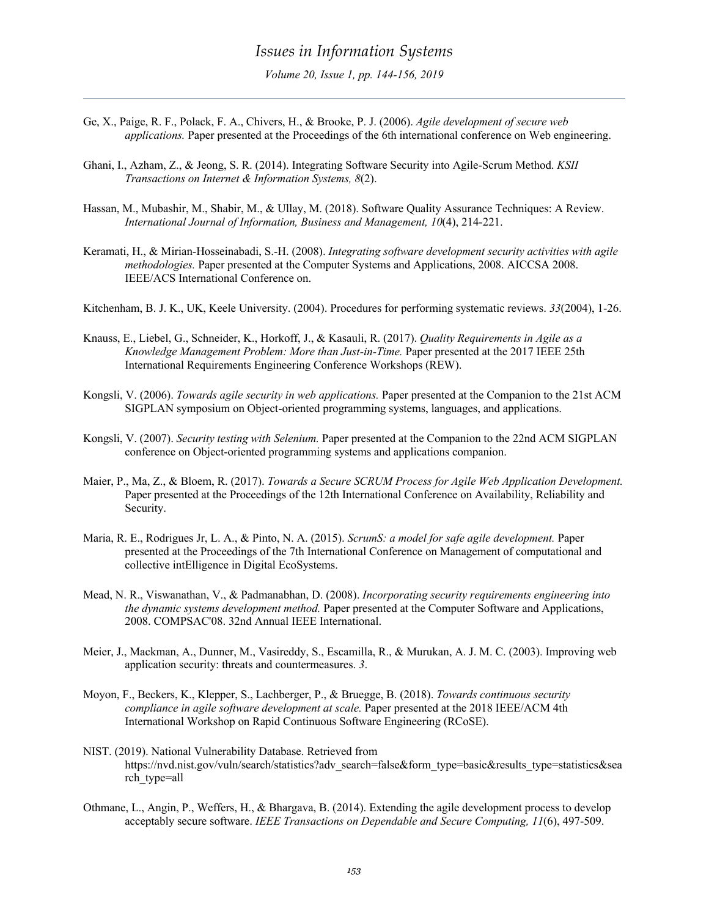Ge, X., Paige, R. F., Polack, F. A., Chivers, H., & Brooke, P. J. (2006). *Agile development of secure web applications.* Paper presented at the Proceedings of the 6th international conference on Web engineering.

Ghani, I., Azham, Z., & Jeong, S. R. (2014). Integrating Software Security into Agile-Scrum Method. *KSII Transactions on Internet & Information Systems, 8*(2).

Hassan, M., Mubashir, M., Shabir, M., & Ullay, M. (2018). Software Quality Assurance Techniques: A Review. *International Journal of Information, Business and Management, 10*(4), 214-221.

Keramati, H., & Mirian-Hosseinabadi, S.-H. (2008). *Integrating software development security activities with agile methodologies.* Paper presented at the Computer Systems and Applications, 2008. AICCSA 2008. IEEE/ACS International Conference on.

Kitchenham, B. J. K., UK, Keele University. (2004). Procedures for performing systematic reviews. *33*(2004), 1-26.

Knauss, E., Liebel, G., Schneider, K., Horkoff, J., & Kasauli, R. (2017). *Quality Requirements in Agile as a Knowledge Management Problem: More than Just-in-Time.* Paper presented at the 2017 IEEE 25th International Requirements Engineering Conference Workshops (REW).

Kongsli, V. (2006). *Towards agile security in web applications.* Paper presented at the Companion to the 21st ACM SIGPLAN symposium on Object-oriented programming systems, languages, and applications.

Kongsli, V. (2007). *Security testing with Selenium.* Paper presented at the Companion to the 22nd ACM SIGPLAN conference on Object-oriented programming systems and applications companion.

Maier, P., Ma, Z., & Bloem, R. (2017). *Towards a Secure SCRUM Process for Agile Web Application Development.* Paper presented at the Proceedings of the 12th International Conference on Availability, Reliability and Security.

Maria, R. E., Rodrigues Jr, L. A., & Pinto, N. A. (2015). *ScrumS: a model for safe agile development.* Paper presented at the Proceedings of the 7th International Conference on Management of computational and collective intElligence in Digital EcoSystems.

Mead, N. R., Viswanathan, V., & Padmanabhan, D. (2008). *Incorporating security requirements engineering into the dynamic systems development method.* Paper presented at the Computer Software and Applications, 2008. COMPSAC'08. 32nd Annual IEEE International.

Meier, J., Mackman, A., Dunner, M., Vasireddy, S., Escamilla, R., & Murukan, A. J. M. C. (2003). Improving web application security: threats and countermeasures. *3*.

Moyon, F., Beckers, K., Klepper, S., Lachberger, P., & Bruegge, B. (2018). *Towards continuous security compliance in agile software development at scale.* Paper presented at the 2018 IEEE/ACM 4th International Workshop on Rapid Continuous Software Engineering (RCoSE).

NIST. (2019). National Vulnerability Database. Retrieved from https://nvd.nist.gov/vuln/search/statistics?adv_search=false&form_type=basic&results_type=statistics&search_type=all

Othmane, L., Angin, P., Weffers, H., & Bhargava, B. (2014). Extending the agile development process to develop acceptably secure software. *IEEE Transactions on Dependable and Secure Computing, 11*(6), 497-509.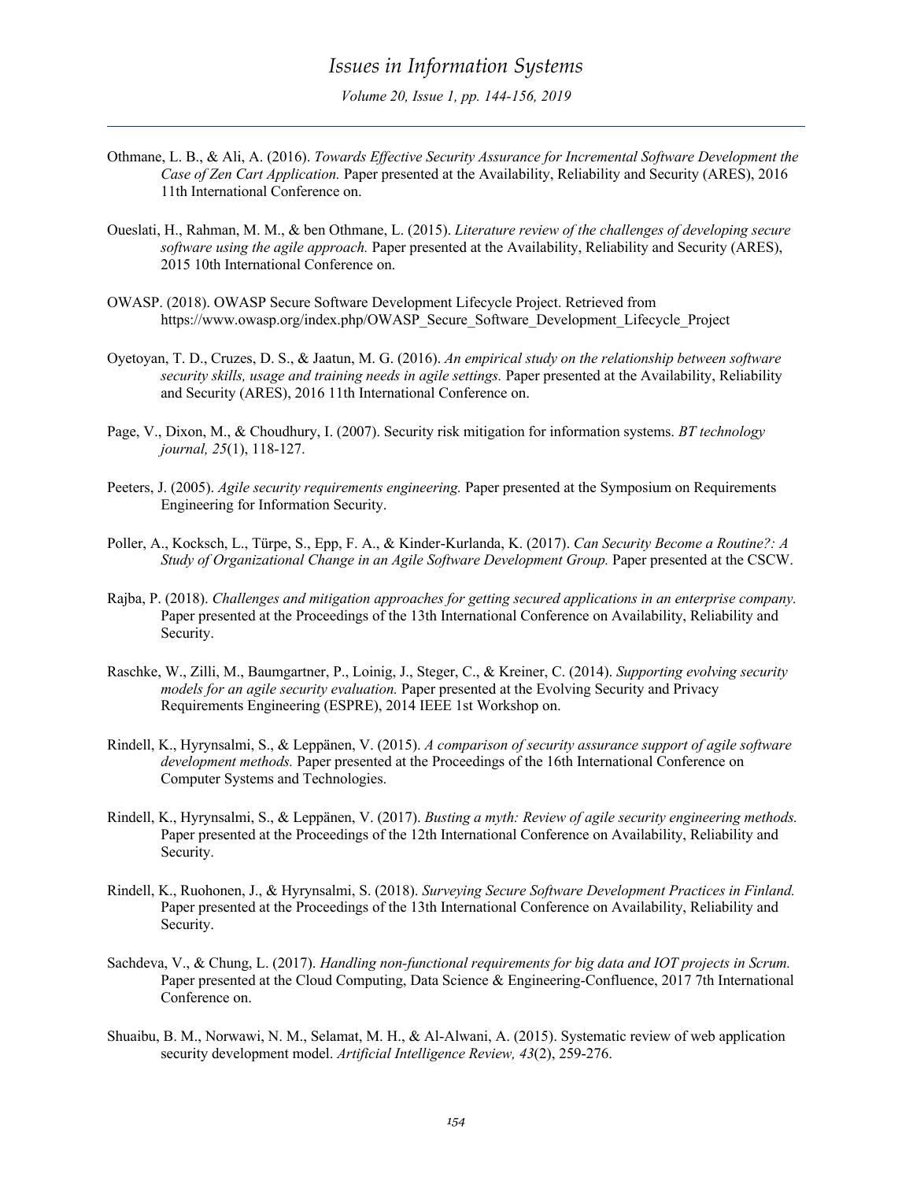Othmane, L. B., & Ali, A. (2016). *Towards Effective Security Assurance for Incremental Software Development the Case of Zen Cart Application.* Paper presented at the Availability, Reliability and Security (ARES), 2016 11th International Conference on.

Oueslati, H., Rahman, M. M., & ben Othmane, L. (2015). *Literature review of the challenges of developing secure software using the agile approach.* Paper presented at the Availability, Reliability and Security (ARES), 2015 10th International Conference on.

OWASP. (2018). OWASP Secure Software Development Lifecycle Project. Retrieved from https://www.owasp.org/index.php/OWASP_Secure_Software_Development_Lifecycle_Project

Oyetoyan, T. D., Cruzes, D. S., & Jaatun, M. G. (2016). *An empirical study on the relationship between software security skills, usage and training needs in agile settings.* Paper presented at the Availability, Reliability and Security (ARES), 2016 11th International Conference on.

Page, V., Dixon, M., & Choudhury, I. (2007). Security risk mitigation for information systems. *BT technology journal, 25*(1), 118-127.

Peeters, J. (2005). *Agile security requirements engineering.* Paper presented at the Symposium on Requirements Engineering for Information Security.

Poller, A., Kocksch, L., Türpe, S., Epp, F. A., & Kinder-Kurlanda, K. (2017). *Can Security Become a Routine?: A Study of Organizational Change in an Agile Software Development Group.* Paper presented at the CSCW.

Rajba, P. (2018). *Challenges and mitigation approaches for getting secured applications in an enterprise company.* Paper presented at the Proceedings of the 13th International Conference on Availability, Reliability and Security.

Raschke, W., Zilli, M., Baumgartner, P., Loinig, J., Steger, C., & Kreiner, C. (2014). *Supporting evolving security models for an agile security evaluation.* Paper presented at the Evolving Security and Privacy Requirements Engineering (ESPRE), 2014 IEEE 1st Workshop on.

Rindell, K., Hyrynsalmi, S., & Leppänen, V. (2015). *A comparison of security assurance support of agile software development methods.* Paper presented at the Proceedings of the 16th International Conference on Computer Systems and Technologies.

Rindell, K., Hyrynsalmi, S., & Leppänen, V. (2017). *Busting a myth: Review of agile security engineering methods.* Paper presented at the Proceedings of the 12th International Conference on Availability, Reliability and Security.

Rindell, K., Ruohonen, J., & Hyrynsalmi, S. (2018). *Surveying Secure Software Development Practices in Finland.* Paper presented at the Proceedings of the 13th International Conference on Availability, Reliability and Security.

Sachdeva, V., & Chung, L. (2017). *Handling non-functional requirements for big data and IOT projects in Scrum.* Paper presented at the Cloud Computing, Data Science & Engineering-Confluence, 2017 7th International Conference on.

Shuaibu, B. M., Norwawi, N. M., Selamat, M. H., & Al-Alwani, A. (2015). Systematic review of web application security development model. *Artificial Intelligence Review, 43*(2), 259-276.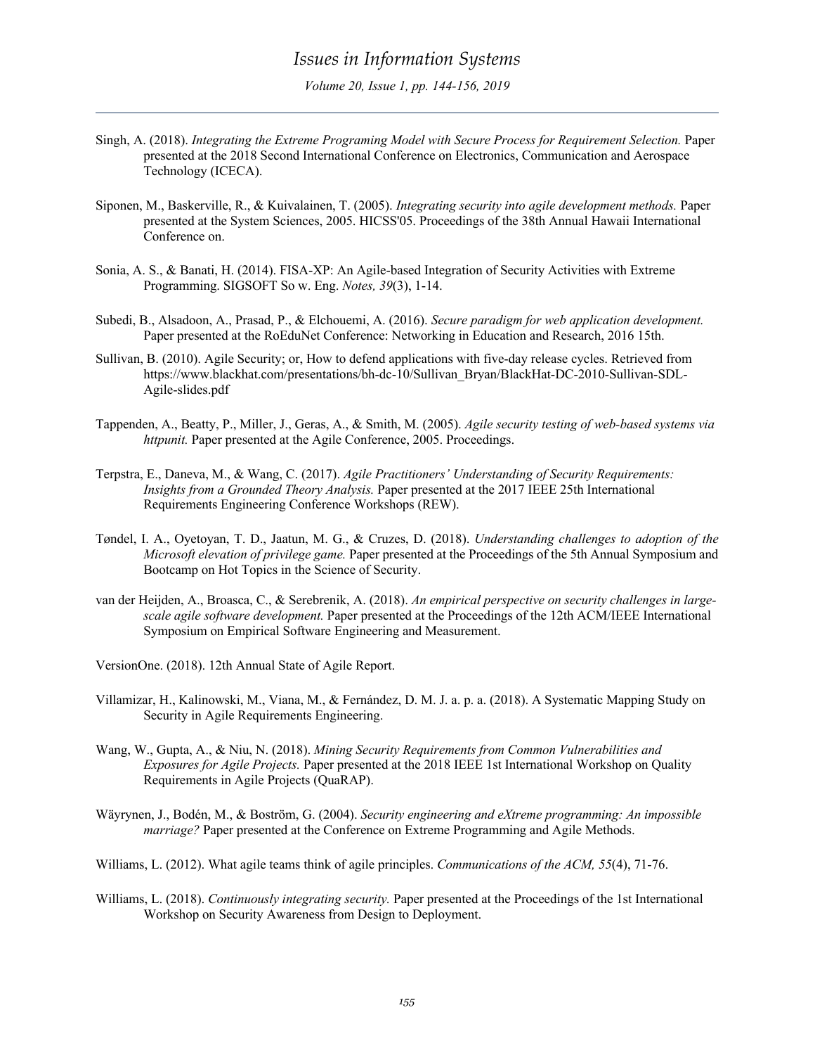Singh, A. (2018). *Integrating the Extreme Programing Model with Secure Process for Requirement Selection.* Paper presented at the 2018 Second International Conference on Electronics, Communication and Aerospace Technology (ICECA).

Siponen, M., Baskerville, R., & Kuivalainen, T. (2005). *Integrating security into agile development methods.* Paper presented at the System Sciences, 2005. HICSS'05. Proceedings of the 38th Annual Hawaii International Conference on.

Sonia, A. S., & Banati, H. (2014). FISA-XP: An Agile-based Integration of Security Activities with Extreme Programming. SIGSOFT So w. Eng. *Notes, 39*(3), 1-14.

Subedi, B., Alsadoon, A., Prasad, P., & Elchouemi, A. (2016). *Secure paradigm for web application development.* Paper presented at the RoEduNet Conference: Networking in Education and Research, 2016 15th.

Sullivan, B. (2010). Agile Security; or, How to defend applications with five-day release cycles. Retrieved from https://www.blackhat.com/presentations/bh-dc-10/Sullivan_Bryan/BlackHat-DC-2010-Sullivan-SDL-Agile-slides.pdf

Tappenden, A., Beatty, P., Miller, J., Geras, A., & Smith, M. (2005). *Agile security testing of web-based systems via httpunit.* Paper presented at the Agile Conference, 2005. Proceedings.

Terpstra, E., Daneva, M., & Wang, C. (2017). *Agile Practitioners' Understanding of Security Requirements: Insights from a Grounded Theory Analysis.* Paper presented at the 2017 IEEE 25th International Requirements Engineering Conference Workshops (REW).

Tøndel, I. A., Oyetoyan, T. D., Jaatun, M. G., & Cruzes, D. (2018). *Understanding challenges to adoption of the Microsoft elevation of privilege game.* Paper presented at the Proceedings of the 5th Annual Symposium and Bootcamp on Hot Topics in the Science of Security.

van der Heijden, A., Broasca, C., & Serebrenik, A. (2018). *An empirical perspective on security challenges in large-scale agile software development.* Paper presented at the Proceedings of the 12th ACM/IEEE International Symposium on Empirical Software Engineering and Measurement.

VersionOne. (2018). 12th Annual State of Agile Report.

Villamizar, H., Kalinowski, M., Viana, M., & Fernández, D. M. J. a. p. a. (2018). A Systematic Mapping Study on Security in Agile Requirements Engineering.

Wang, W., Gupta, A., & Niu, N. (2018). *Mining Security Requirements from Common Vulnerabilities and Exposures for Agile Projects.* Paper presented at the 2018 IEEE 1st International Workshop on Quality Requirements in Agile Projects (QuaRAP).

Wäyrynen, J., Bodén, M., & Boström, G. (2004). *Security engineering and eXtreme programming: An impossible marriage?* Paper presented at the Conference on Extreme Programming and Agile Methods.

Williams, L. (2012). What agile teams think of agile principles. *Communications of the ACM, 55*(4), 71-76.

Williams, L. (2018). *Continuously integrating security.* Paper presented at the Proceedings of the 1st International Workshop on Security Awareness from Design to Deployment.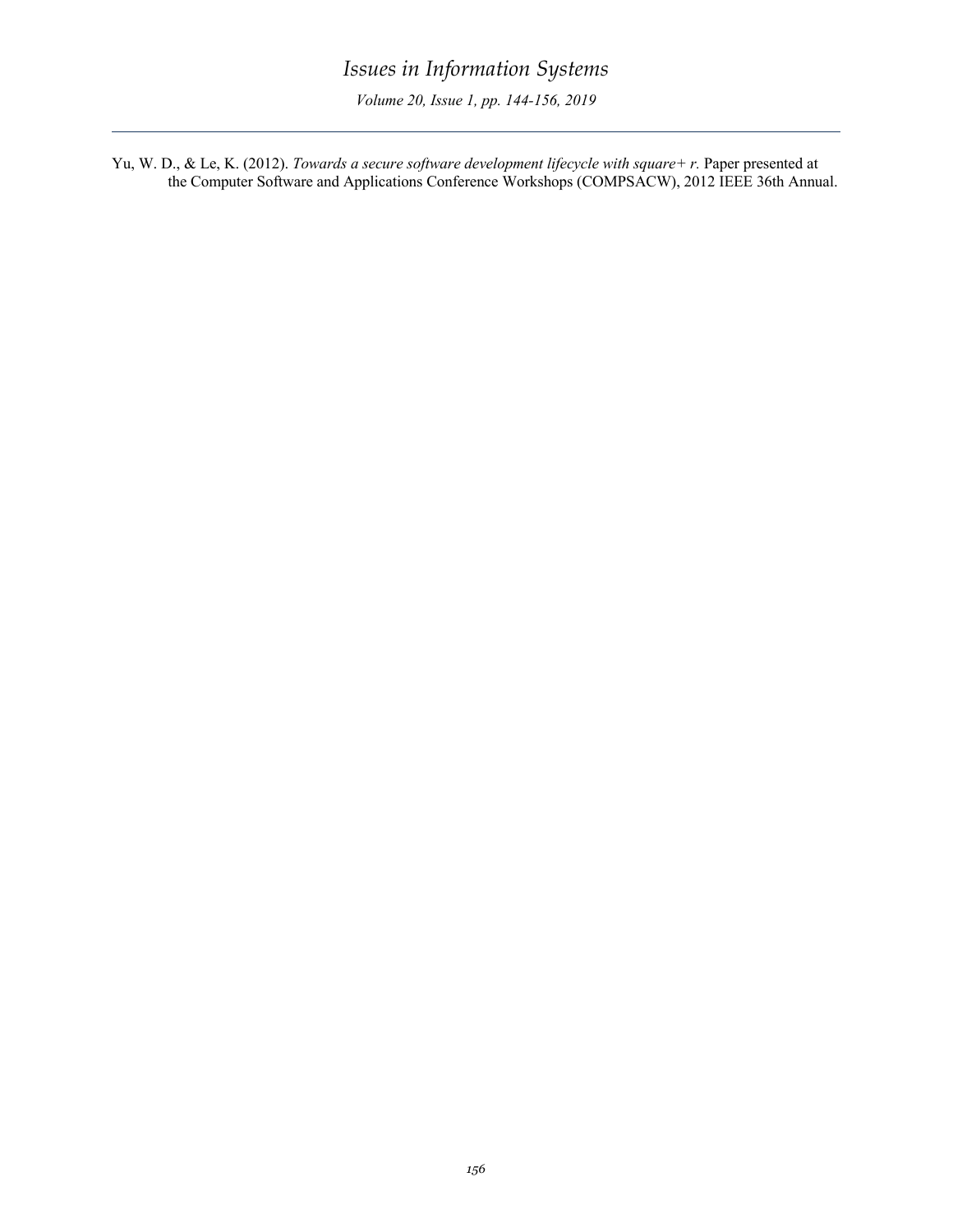Yu, W. D., & Le, K. (2012). *Towards a secure software development lifecycle with square+ r.* Paper presented at the Computer Software and Applications Conference Workshops (COMPSACW), 2012 IEEE 36th Annual.